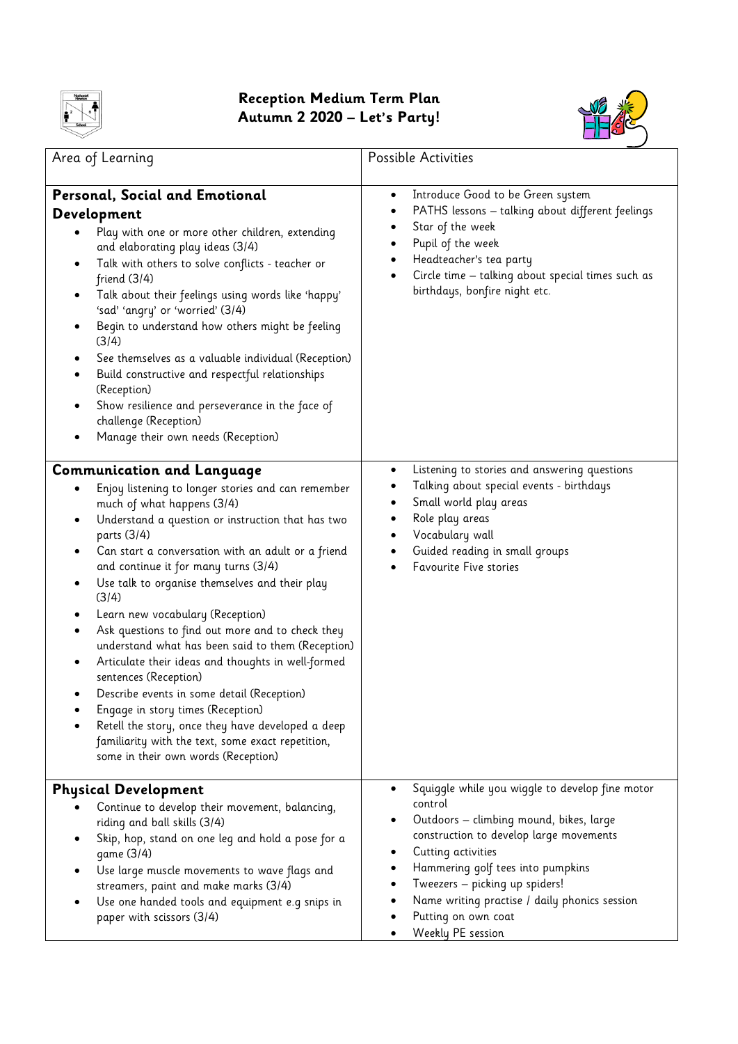# Reception Medium Term Plan
## Autumn 2 2020 – Let's Party!

| Area of Learning | Possible Activities |
|---|---|
| **Personal, Social and Emotional Development**<br>• Play with one or more other children, extending and elaborating play ideas (3/4)<br>• Talk with others to solve conflicts - teacher or friend (3/4)<br>• Talk about their feelings using words like 'happy' 'sad' 'angry' or 'worried' (3/4)<br>• Begin to understand how others might be feeling (3/4)<br>• See themselves as a valuable individual (Reception)<br>• Build constructive and respectful relationships (Reception)<br>• Show resilience and perseverance in the face of challenge (Reception)<br>• Manage their own needs (Reception) | • Introduce Good to be Green system<br>• PATHS lessons – talking about different feelings<br>• Star of the week<br>• Pupil of the week<br>• Headteacher's tea party<br>• Circle time – talking about special times such as birthdays, bonfire night etc. |
| **Communication and Language**<br>• Enjoy listening to longer stories and can remember much of what happens (3/4)<br>• Understand a question or instruction that has two parts (3/4)<br>• Can start a conversation with an adult or a friend and continue it for many turns (3/4)<br>• Use talk to organise themselves and their play (3/4)<br>• Learn new vocabulary (Reception)<br>• Ask questions to find out more and to check they understand what has been said to them (Reception)<br>• Articulate their ideas and thoughts in well-formed sentences (Reception)<br>• Describe events in some detail (Reception)<br>• Engage in story times (Reception)<br>• Retell the story, once they have developed a deep familiarity with the text, some exact repetition, some in their own words (Reception) | • Listening to stories and answering questions<br>• Talking about special events - birthdays<br>• Small world play areas<br>• Role play areas<br>• Vocabulary wall<br>• Guided reading in small groups<br>• Favourite Five stories |
| **Physical Development**<br>• Continue to develop their movement, balancing, riding and ball skills (3/4)<br>• Skip, hop, stand on one leg and hold a pose for a game (3/4)<br>• Use large muscle movements to wave flags and streamers, paint and make marks (3/4)<br>• Use one handed tools and equipment e.g snips in paper with scissors (3/4) | • Squiggle while you wiggle to develop fine motor control<br>• Outdoors – climbing mound, bikes, large construction to develop large movements<br>• Cutting activities<br>• Hammering golf tees into pumpkins<br>• Tweezers – picking up spiders!<br>• Name writing practise / daily phonics session<br>• Putting on own coat<br>• Weekly PE session |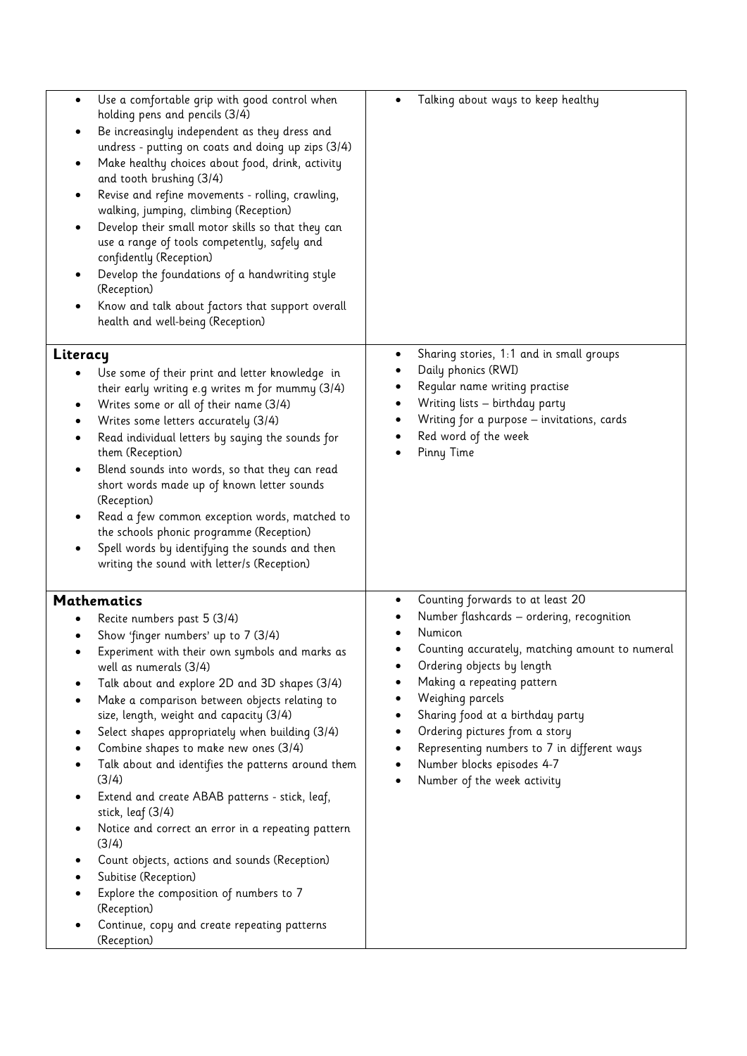| | |
|---|---|
| • Use a comfortable grip with good control when holding pens and pencils (3/4)<br>• Be increasingly independent as they dress and undress - putting on coats and doing up zips (3/4)<br>• Make healthy choices about food, drink, activity and tooth brushing (3/4)<br>• Revise and refine movements - rolling, crawling, walking, jumping, climbing (Reception)<br>• Develop their small motor skills so that they can use a range of tools competently, safely and confidently (Reception)<br>• Develop the foundations of a handwriting style (Reception)<br>• Know and talk about factors that support overall health and well-being (Reception) | • Talking about ways to keep healthy |
| **Literacy**<br>• Use some of their print and letter knowledge in their early writing e.g writes m for mummy (3/4)<br>• Writes some or all of their name (3/4)<br>• Writes some letters accurately (3/4)<br>• Read individual letters by saying the sounds for them (Reception)<br>• Blend sounds into words, so that they can read short words made up of known letter sounds (Reception)<br>• Read a few common exception words, matched to the schools phonic programme (Reception)<br>• Spell words by identifying the sounds and then writing the sound with letter/s (Reception) | • Sharing stories, 1:1 and in small groups<br>• Daily phonics (RWI)<br>• Regular name writing practise<br>• Writing lists – birthday party<br>• Writing for a purpose – invitations, cards<br>• Red word of the week<br>• Pinny Time |
| **Mathematics**<br>• Recite numbers past 5 (3/4)<br>• Show 'finger numbers' up to 7 (3/4)<br>• Experiment with their own symbols and marks as well as numerals (3/4)<br>• Talk about and explore 2D and 3D shapes (3/4)<br>• Make a comparison between objects relating to size, length, weight and capacity (3/4)<br>• Select shapes appropriately when building (3/4)<br>• Combine shapes to make new ones (3/4)<br>• Talk about and identifies the patterns around them (3/4)<br>• Extend and create ABAB patterns - stick, leaf, stick, leaf (3/4)<br>• Notice and correct an error in a repeating pattern (3/4)<br>• Count objects, actions and sounds (Reception)<br>• Subitise (Reception)<br>• Explore the composition of numbers to 7 (Reception)<br>• Continue, copy and create repeating patterns (Reception) | • Counting forwards to at least 20<br>• Number flashcards – ordering, recognition<br>• Numicon<br>• Counting accurately, matching amount to numeral<br>• Ordering objects by length<br>• Making a repeating pattern<br>• Weighing parcels<br>• Sharing food at a birthday party<br>• Ordering pictures from a story<br>• Representing numbers to 7 in different ways<br>• Number blocks episodes 4-7<br>• Number of the week activity |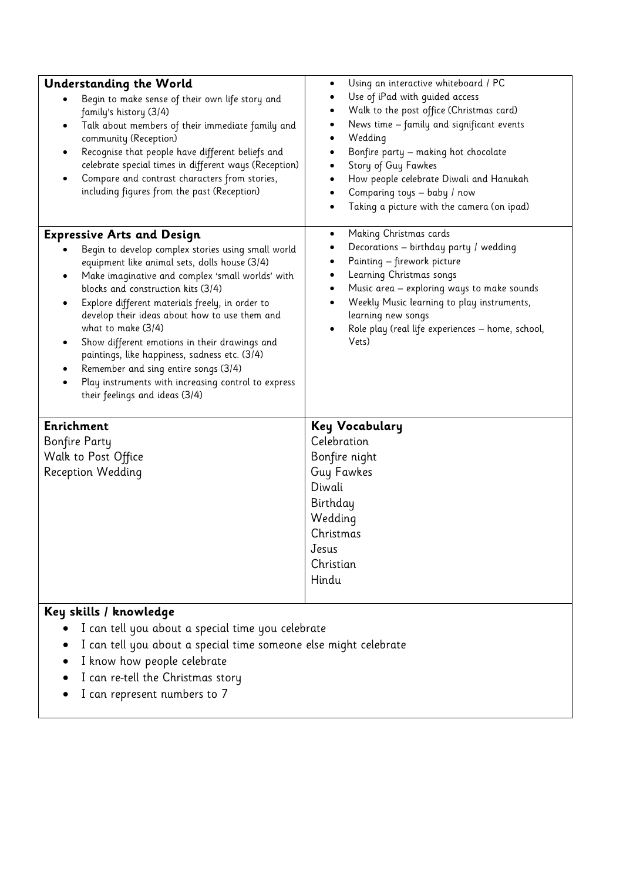| | |
|---|---|
| **Understanding the World**<br>• Begin to make sense of their own life story and family's history (3/4)<br>• Talk about members of their immediate family and community (Reception)<br>• Recognise that people have different beliefs and celebrate special times in different ways (Reception)<br>• Compare and contrast characters from stories, including figures from the past (Reception) | • Using an interactive whiteboard / PC<br>• Use of iPad with guided access<br>• Walk to the post office (Christmas card)<br>• News time – family and significant events<br>• Wedding<br>• Bonfire party – making hot chocolate<br>• Story of Guy Fawkes<br>• How people celebrate Diwali and Hanukah<br>• Comparing toys – baby / now<br>• Taking a picture with the camera (on ipad) |
| **Expressive Arts and Design**<br>• Begin to develop complex stories using small world equipment like animal sets, dolls house (3/4)<br>• Make imaginative and complex 'small worlds' with blocks and construction kits (3/4)<br>• Explore different materials freely, in order to develop their ideas about how to use them and what to make (3/4)<br>• Show different emotions in their drawings and paintings, like happiness, sadness etc. (3/4)<br>• Remember and sing entire songs (3/4)<br>• Play instruments with increasing control to express their feelings and ideas (3/4) | • Making Christmas cards<br>• Decorations – birthday party / wedding<br>• Painting – firework picture<br>• Learning Christmas songs<br>• Music area – exploring ways to make sounds<br>• Weekly Music learning to play instruments, learning new songs<br>• Role play (real life experiences – home, school, Vets) |
| **Enrichment**<br>Bonfire Party<br>Walk to Post Office<br>Reception Wedding | **Key Vocabulary**<br>Celebration<br>Bonfire night<br>Guy Fawkes<br>Diwali<br>Birthday<br>Wedding<br>Christmas<br>Jesus<br>Christian<br>Hindu |

**Key skills / knowledge**

- I can tell you about a special time you celebrate
- I can tell you about a special time someone else might celebrate
- I know how people celebrate
- I can re-tell the Christmas story
- I can represent numbers to 7